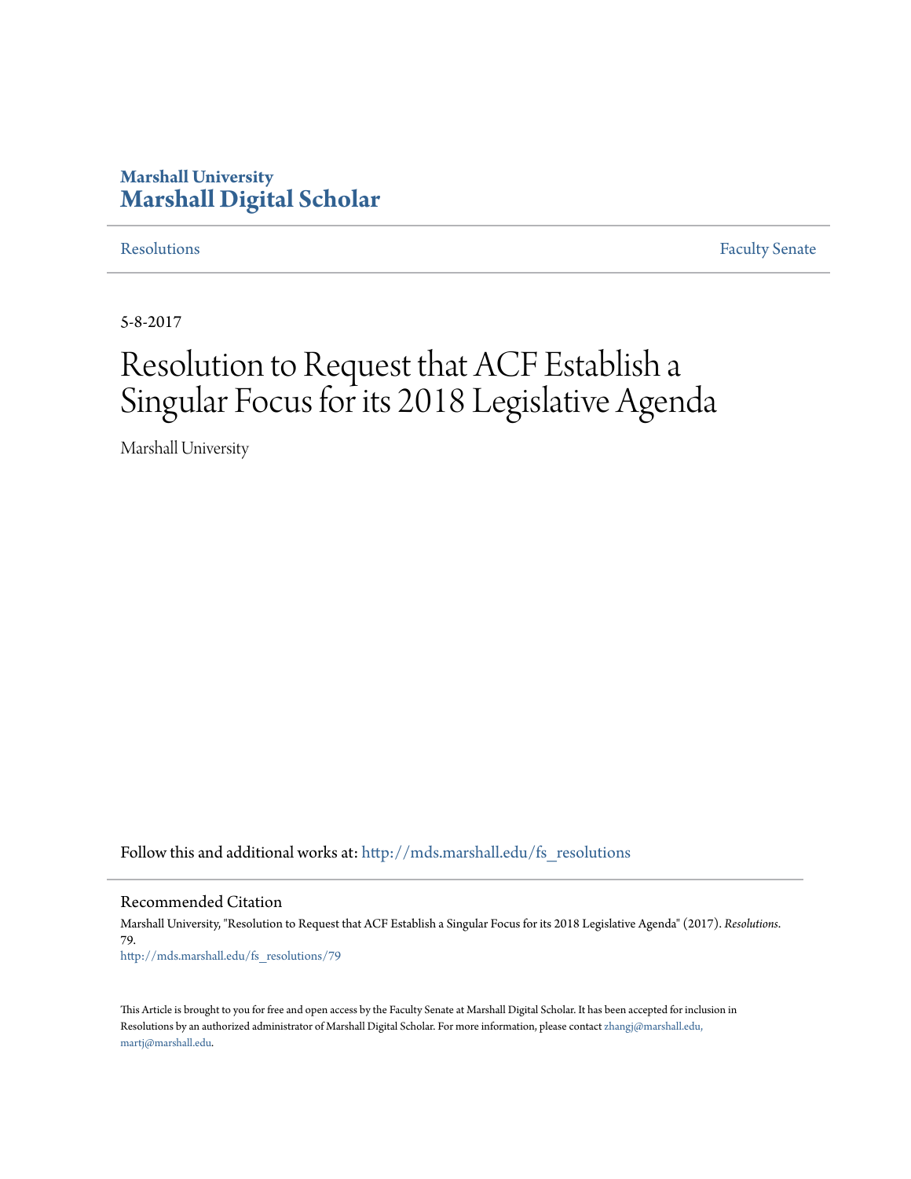Marshall University

# Marshall Digital Scholar

Resolutions | Faculty Senate

5-8-2017

# Resolution to Request that ACF Establish a Singular Focus for its 2018 Legislative Agenda

Marshall University

Follow this and additional works at: http://mds.marshall.edu/fs_resolutions

## Recommended Citation

Marshall University, "Resolution to Request that ACF Establish a Singular Focus for its 2018 Legislative Agenda" (2017). *Resolutions*. 79.
http://mds.marshall.edu/fs_resolutions/79

This Article is brought to you for free and open access by the Faculty Senate at Marshall Digital Scholar. It has been accepted for inclusion in Resolutions by an authorized administrator of Marshall Digital Scholar. For more information, please contact zhangj@marshall.edu, martj@marshall.edu.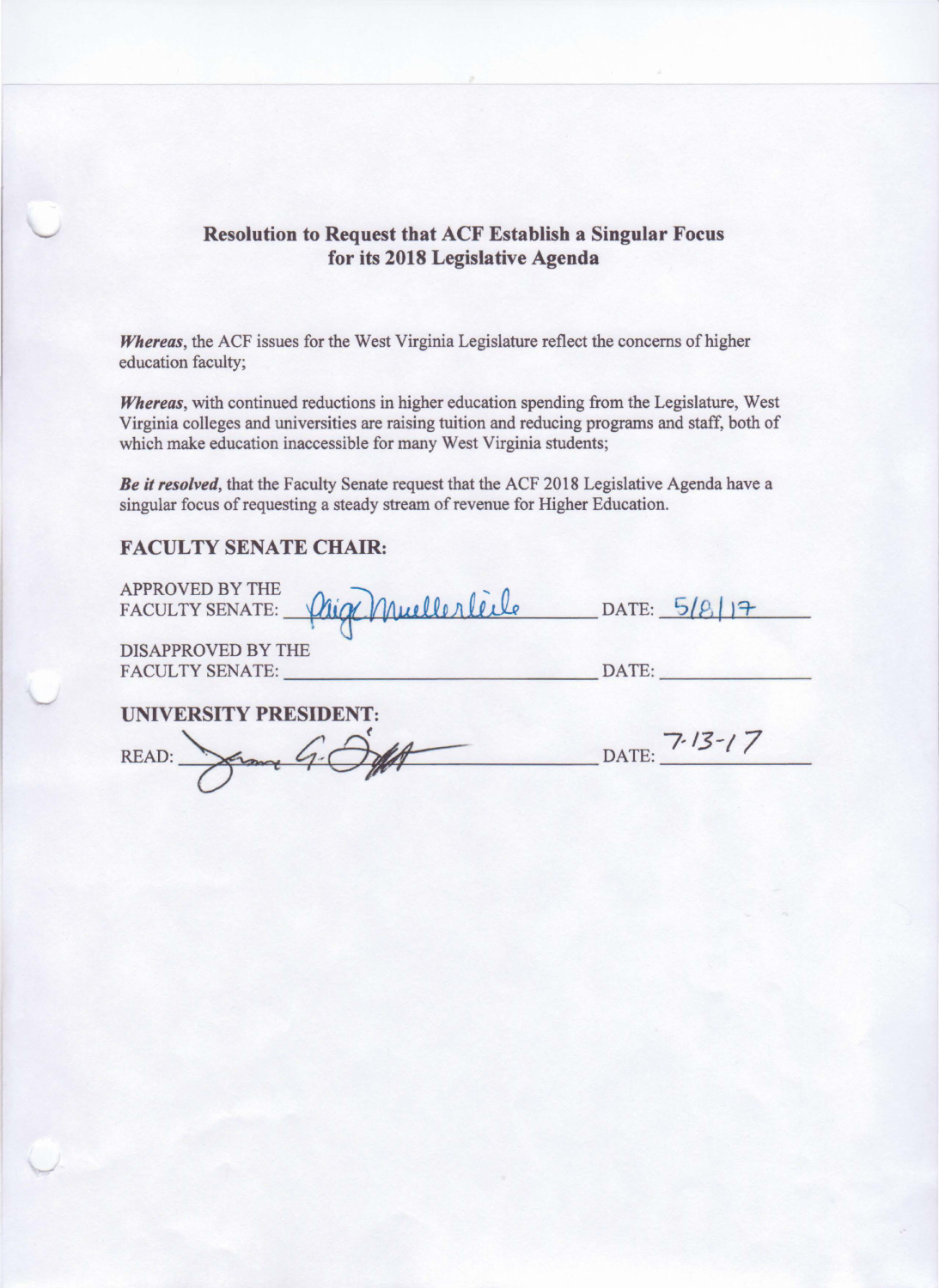## Resolution to Request that ACF Establish a Singular Focus for its 2018 Legislative Agenda

***Whereas***, the ACF issues for the West Virginia Legislature reflect the concerns of higher education faculty;

***Whereas***, with continued reductions in higher education spending from the Legislature, West Virginia colleges and universities are raising tuition and reducing programs and staff, both of which make education inaccessible for many West Virginia students;

***Be it resolved***, that the Faculty Senate request that the ACF 2018 Legislative Agenda have a singular focus of requesting a steady stream of revenue for Higher Education.

### FACULTY SENATE CHAIR:

APPROVED BY THE FACULTY SENATE: Paige Muellerleile DATE: 5/8/17

DISAPPROVED BY THE FACULTY SENATE: ______________ DATE: ______________

### UNIVERSITY PRESIDENT:

READ: James G. Ott DATE: 7-13-17